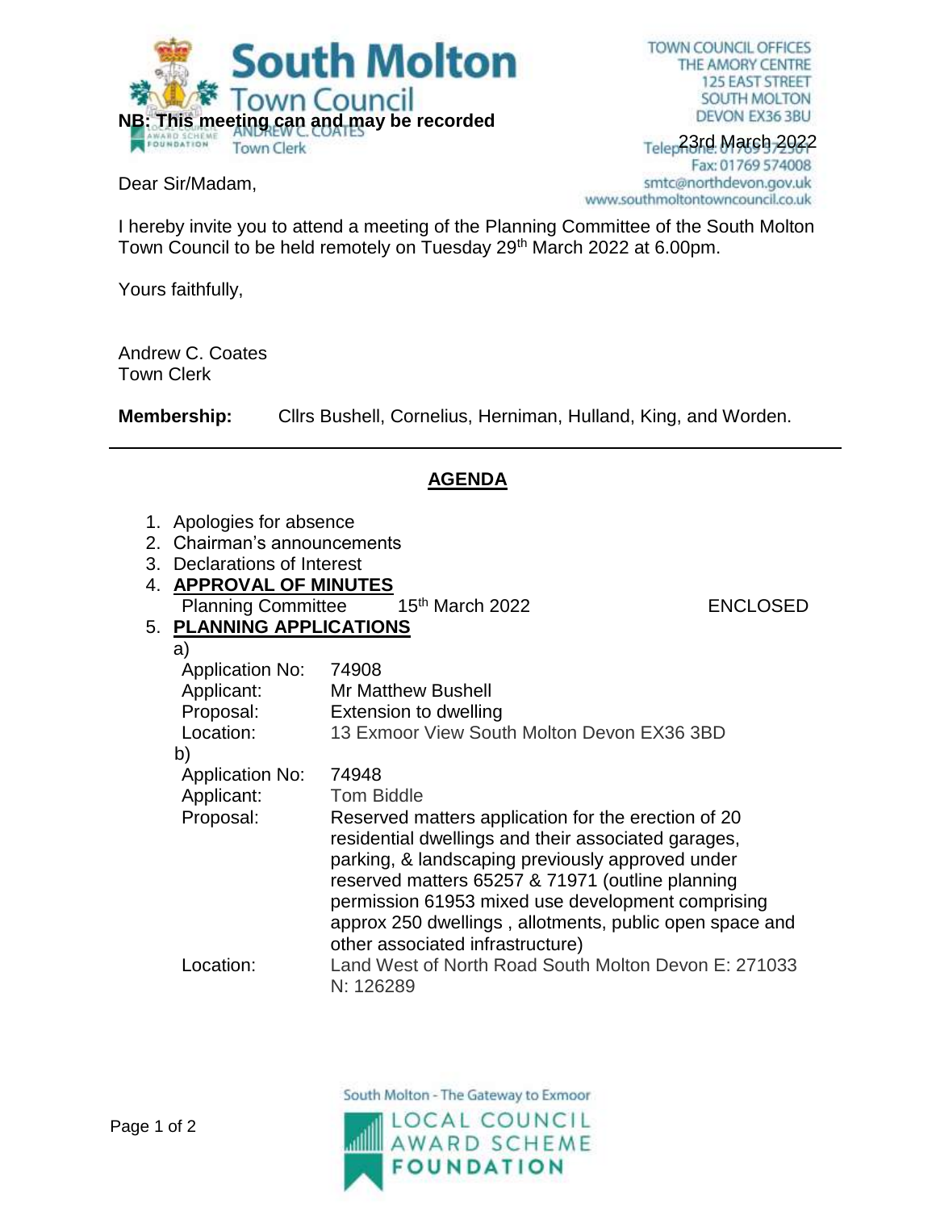**South Molton Town Council**

ANDREW C. COATES
Town Clerk

TOWN COUNCIL OFFICES
THE AMORY CENTRE
125 EAST STREET
SOUTH MOLTON
DEVON EX36 3BU
Telephone: 01769 572501
Fax: 01769 574008
smtc@northdevon.gov.uk
www.southmoltontowncouncil.co.uk

**NB: This meeting can and may be recorded**

23rd March 2022

Dear Sir/Madam,

I hereby invite you to attend a meeting of the Planning Committee of the South Molton Town Council to be held remotely on Tuesday 29th March 2022 at 6.00pm.

Yours faithfully,

Andrew C. Coates
Town Clerk

**Membership:** Cllrs Bushell, Cornelius, Herniman, Hulland, King, and Worden.

---

## AGENDA

1. Apologies for absence
2. Chairman's announcements
3. Declarations of Interest
4. **APPROVAL OF MINUTES**
   Planning Committee 15th March 2022 ENCLOSED
5. **PLANNING APPLICATIONS**

a)

Application No: 74908
Applicant: Mr Matthew Bushell
Proposal: Extension to dwelling
Location: 13 Exmoor View South Molton Devon EX36 3BD

b)

Application No: 74948
Applicant: Tom Biddle
Proposal: Reserved matters application for the erection of 20 residential dwellings and their associated garages, parking, & landscaping previously approved under reserved matters 65257 & 71971 (outline planning permission 61953 mixed use development comprising approx 250 dwellings , allotments, public open space and other associated infrastructure)
Location: Land West of North Road South Molton Devon E: 271033 N: 126289

South Molton - The Gateway to Exmoor

LOCAL COUNCIL AWARD SCHEME FOUNDATION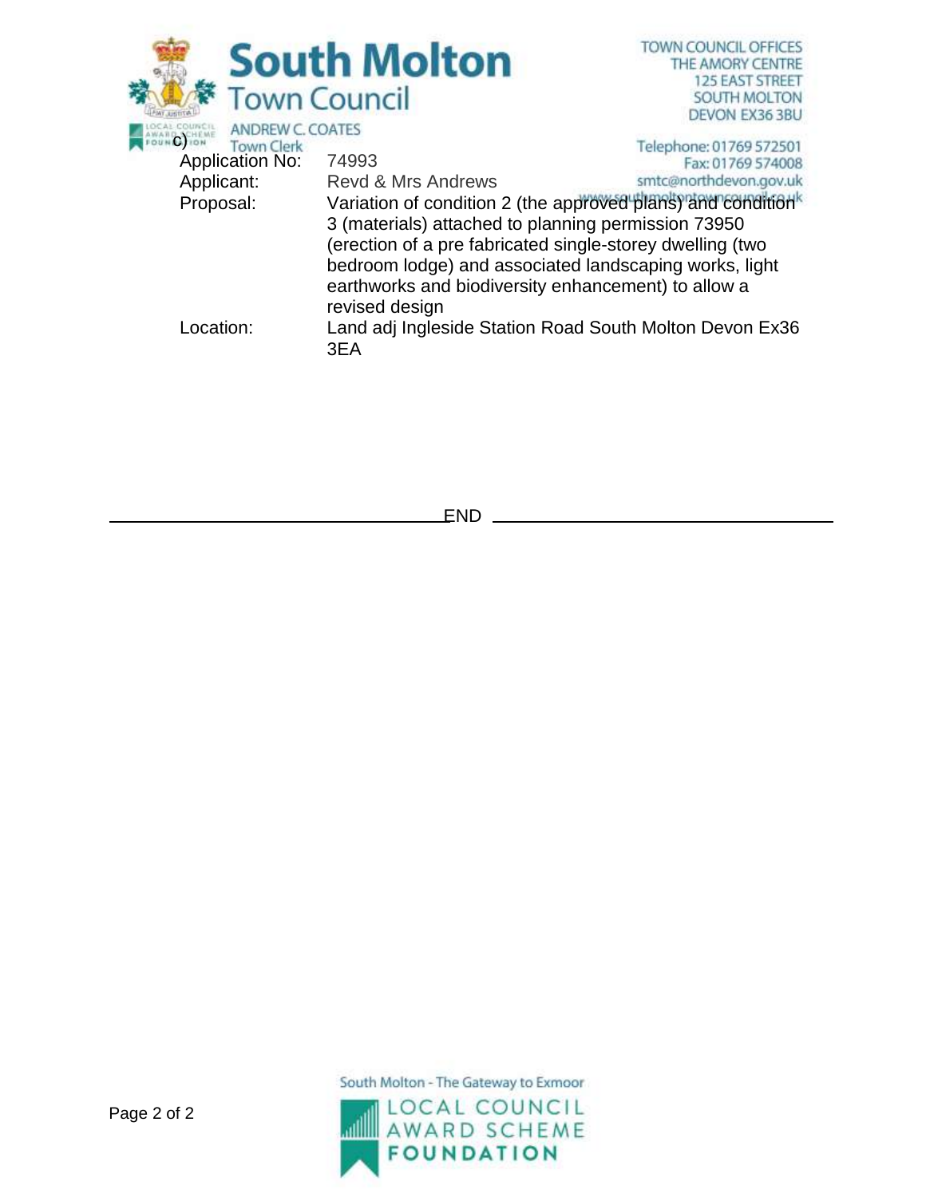c)

| | |
|---|---|
| Application No: | 74993 |
| Applicant: | Revd & Mrs Andrews |
| Proposal: | Variation of condition 2 (the approved plans) and condition 3 (materials) attached to planning permission 73950 (erection of a pre fabricated single-storey dwelling (two bedroom lodge) and associated landscaping works, light earthworks and biodiversity enhancement) to allow a revised design |
| Location: | Land adj Ingleside Station Road South Molton Devon Ex36 3EA |

END